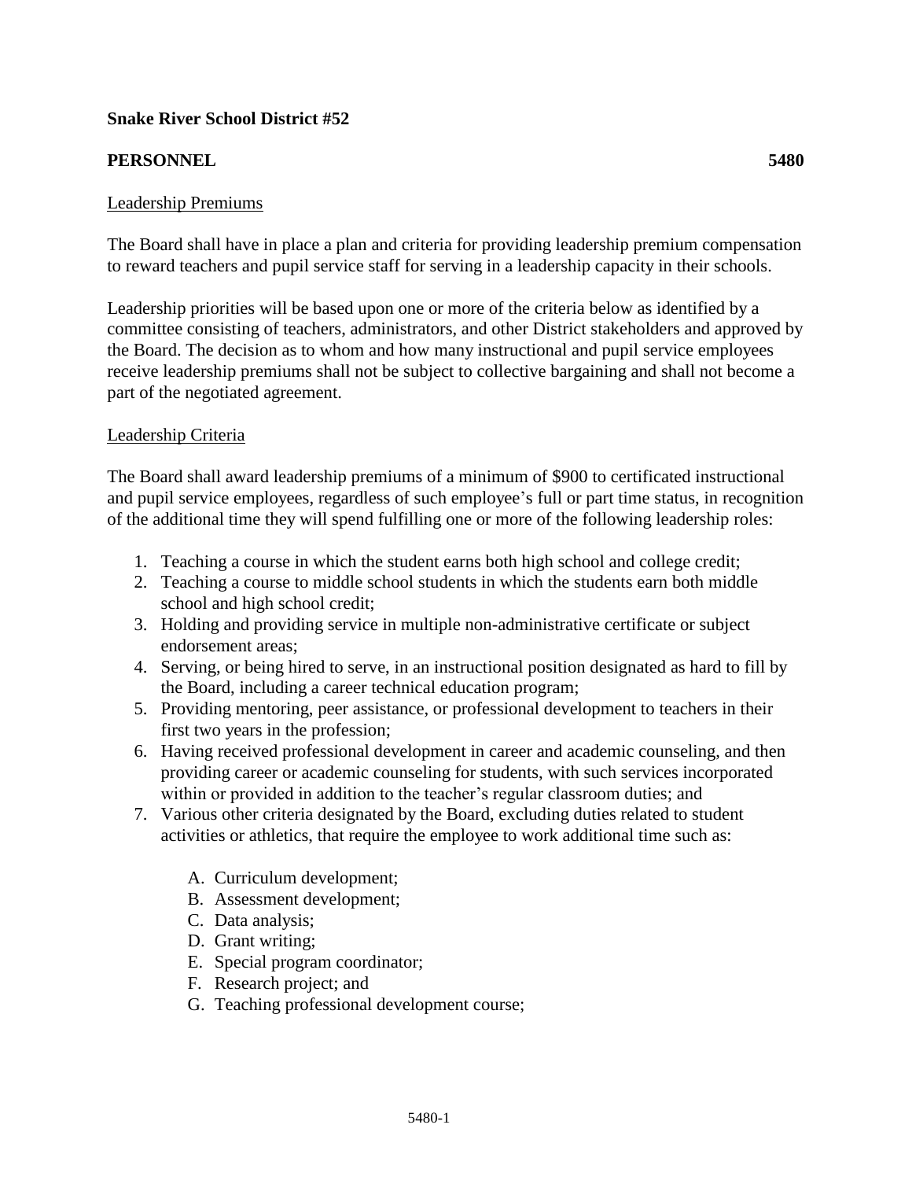**Snake River School District #52**

**PERSONNEL** **5480**

Leadership Premiums

The Board shall have in place a plan and criteria for providing leadership premium compensation to reward teachers and pupil service staff for serving in a leadership capacity in their schools.

Leadership priorities will be based upon one or more of the criteria below as identified by a committee consisting of teachers, administrators, and other District stakeholders and approved by the Board. The decision as to whom and how many instructional and pupil service employees receive leadership premiums shall not be subject to collective bargaining and shall not become a part of the negotiated agreement.

Leadership Criteria

The Board shall award leadership premiums of a minimum of $900 to certificated instructional and pupil service employees, regardless of such employee's full or part time status, in recognition of the additional time they will spend fulfilling one or more of the following leadership roles:

1. Teaching a course in which the student earns both high school and college credit;
2. Teaching a course to middle school students in which the students earn both middle school and high school credit;
3. Holding and providing service in multiple non-administrative certificate or subject endorsement areas;
4. Serving, or being hired to serve, in an instructional position designated as hard to fill by the Board, including a career technical education program;
5. Providing mentoring, peer assistance, or professional development to teachers in their first two years in the profession;
6. Having received professional development in career and academic counseling, and then providing career or academic counseling for students, with such services incorporated within or provided in addition to the teacher's regular classroom duties; and
7. Various other criteria designated by the Board, excluding duties related to student activities or athletics, that require the employee to work additional time such as:

   A. Curriculum development;
   B. Assessment development;
   C. Data analysis;
   D. Grant writing;
   E. Special program coordinator;
   F. Research project; and
   G. Teaching professional development course;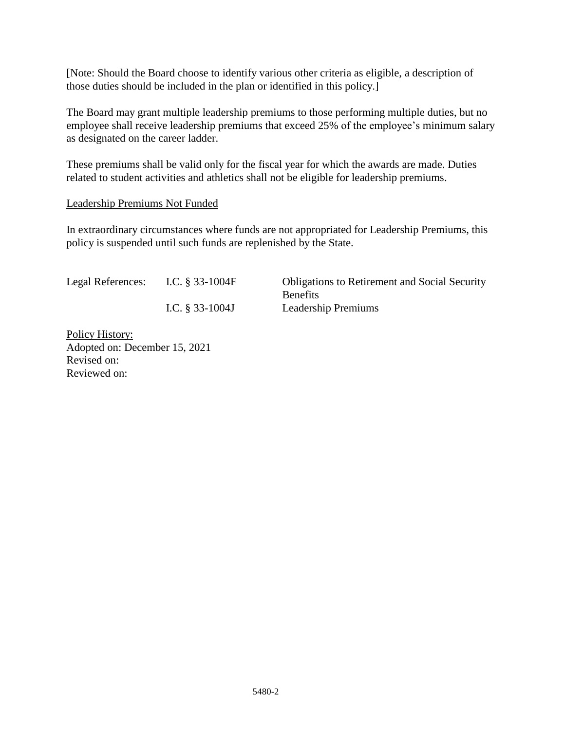[Note: Should the Board choose to identify various other criteria as eligible, a description of those duties should be included in the plan or identified in this policy.]

The Board may grant multiple leadership premiums to those performing multiple duties, but no employee shall receive leadership premiums that exceed 25% of the employee's minimum salary as designated on the career ladder.

These premiums shall be valid only for the fiscal year for which the awards are made. Duties related to student activities and athletics shall not be eligible for leadership premiums.

Leadership Premiums Not Funded

In extraordinary circumstances where funds are not appropriated for Leadership Premiums, this policy is suspended until such funds are replenished by the State.

| | | |
|---|---|---|
| Legal References: | I.C. § 33-1004F | Obligations to Retirement and Social Security Benefits |
| | I.C. § 33-1004J | Leadership Premiums |

Policy History:
Adopted on: December 15, 2021
Revised on:
Reviewed on: